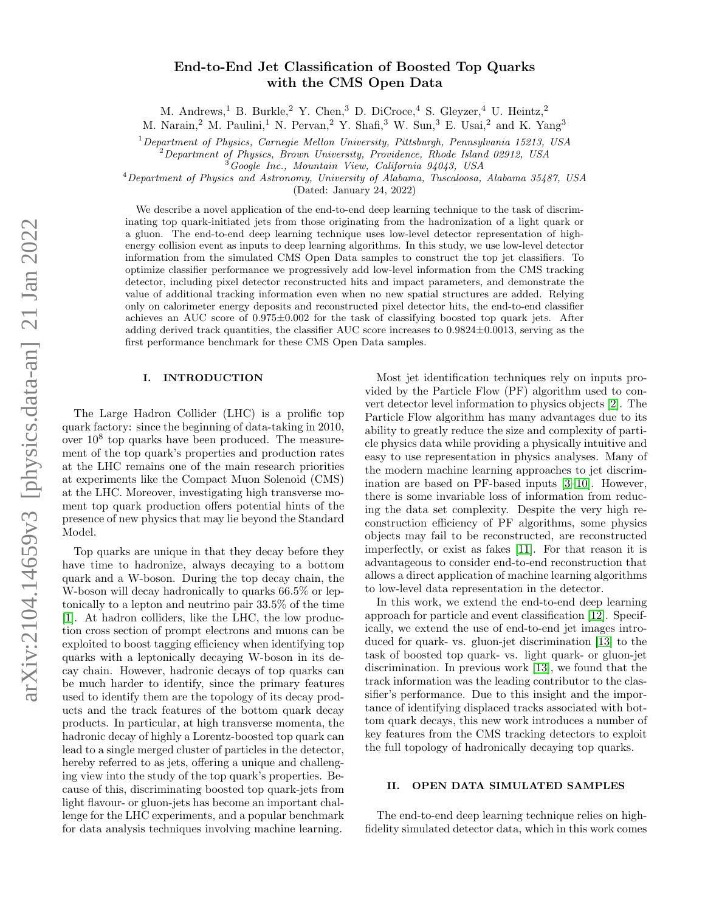# End-to-End Jet Classification of Boosted Top Quarks with the CMS Open Data

M. Andrews,[1] B. Burkle,[2] Y. Chen,[3] D. DiCroce,[4] S. Gleyzer,[4] U. Heintz,[2] M. Narain,[2] M. Paulini,[1] N. Pervan,[2] Y. Shafi,[3] W. Sun,[3] E. Usai,[2] and K. Yang[3]

[1] *Department of Physics, Carnegie Mellon University, Pittsburgh, Pennsylvania 15213, USA*
[2] *Department of Physics, Brown University, Providence, Rhode Island 02912, USA*
[3] *Google Inc., Mountain View, California 94043, USA*
[4] *Department of Physics and Astronomy, University of Alabama, Tuscaloosa, Alabama 35487, USA*

(Dated: January 24, 2022)

We describe a novel application of the end-to-end deep learning technique to the task of discriminating top quark-initiated jets from those originating from the hadronization of a light quark or a gluon. The end-to-end deep learning technique uses low-level detector representation of high-energy collision event as inputs to deep learning algorithms. In this study, we use low-level detector information from the simulated CMS Open Data samples to construct the top jet classifiers. To optimize classifier performance we progressively add low-level information from the CMS tracking detector, including pixel detector reconstructed hits and impact parameters, and demonstrate the value of additional tracking information even when no new spatial structures are added. Relying only on calorimeter energy deposits and reconstructed pixel detector hits, the end-to-end classifier achieves an AUC score of 0.975±0.002 for the task of classifying boosted top quark jets. After adding derived track quantities, the classifier AUC score increases to 0.9824±0.0013, serving as the first performance benchmark for these CMS Open Data samples.

## I. INTRODUCTION

The Large Hadron Collider (LHC) is a prolific top quark factory: since the beginning of data-taking in 2010, over $10^8$ top quarks have been produced. The measurement of the top quark's properties and production rates at the LHC remains one of the main research priorities at experiments like the Compact Muon Solenoid (CMS) at the LHC. Moreover, investigating high transverse moment top quark production offers potential hints of the presence of new physics that may lie beyond the Standard Model.

Top quarks are unique in that they decay before they have time to hadronize, always decaying to a bottom quark and a W-boson. During the top decay chain, the W-boson will decay hadronically to quarks 66.5% or leptonically to a lepton and neutrino pair 33.5% of the time [1]. At hadron colliders, like the LHC, the low production cross section of prompt electrons and muons can be exploited to boost tagging efficiency when identifying top quarks with a leptonically decaying W-boson in its decay chain. However, hadronic decays of top quarks can be much harder to identify, since the primary features used to identify them are the topology of its decay products and the track features of the bottom quark decay products. In particular, at high transverse momenta, the hadronic decay of highly a Lorentz-boosted top quark can lead to a single merged cluster of particles in the detector, hereby referred to as jets, offering a unique and challenging view into the study of the top quark's properties. Because of this, discriminating boosted top quark-jets from light flavour- or gluon-jets has become an important challenge for the LHC experiments, and a popular benchmark for data analysis techniques involving machine learning.

Most jet identification techniques rely on inputs provided by the Particle Flow (PF) algorithm used to convert detector level information to physics objects [2]. The Particle Flow algorithm has many advantages due to its ability to greatly reduce the size and complexity of particle physics data while providing a physically intuitive and easy to use representation in physics analyses. Many of the modern machine learning approaches to jet discrimination are based on PF-based inputs [3–10]. However, there is some invariable loss of information from reducing the data set complexity. Despite the very high reconstruction efficiency of PF algorithms, some physics objects may fail to be reconstructed, are reconstructed imperfectly, or exist as fakes [11]. For that reason it is advantageous to consider end-to-end reconstruction that allows a direct application of machine learning algorithms to low-level data representation in the detector.

In this work, we extend the end-to-end deep learning approach for particle and event classification [12]. Specifically, we extend the use of end-to-end jet images introduced for quark- vs. gluon-jet discrimination [13] to the task of boosted top quark- vs. light quark- or gluon-jet discrimination. In previous work [13], we found that the track information was the leading contributor to the classifier's performance. Due to this insight and the importance of identifying displaced tracks associated with bottom quark decays, this new work introduces a number of key features from the CMS tracking detectors to exploit the full topology of hadronically decaying top quarks.

## II. OPEN DATA SIMULATED SAMPLES

The end-to-end deep learning technique relies on high-fidelity simulated detector data, which in this work comes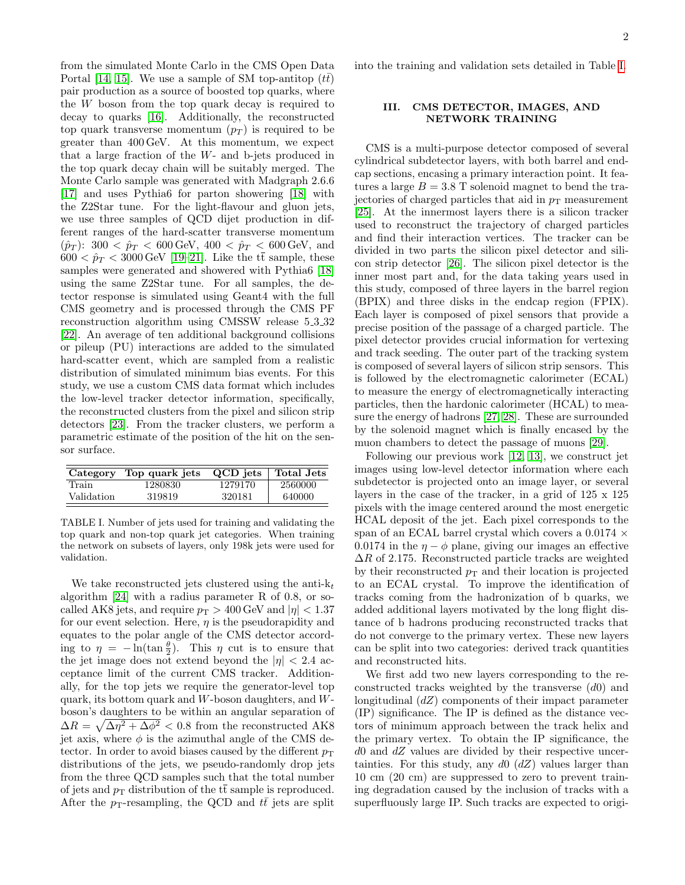from the simulated Monte Carlo in the CMS Open Data Portal [14, 15]. We use a sample of SM top-antitop ($t\bar{t}$) pair production as a source of boosted top quarks, where the $W$ boson from the top quark decay is required to decay to quarks [16]. Additionally, the reconstructed top quark transverse momentum ($p_T$) is required to be greater than 400 GeV. At this momentum, we expect that a large fraction of the $W$- and b-jets produced in the top quark decay chain will be suitably merged. The Monte Carlo sample was generated with Madgraph 2.6.6 [17] and uses Pythia6 for parton showering [18] with the Z2Star tune. For the light-flavour and gluon jets, we use three samples of QCD dijet production in different ranges of the hard-scatter transverse momentum ($\hat{p}_T$): $300 < \hat{p}_T < 600$ GeV, $400 < \hat{p}_T < 600$ GeV, and $600 < \hat{p}_T < 3000$ GeV [19–21]. Like the $\mathrm{t\bar{t}}$ sample, these samples were generated and showered with Pythia6 [18] using the same Z2Star tune. For all samples, the detector response is simulated using Geant4 with the full CMS geometry and is processed through the CMS PF reconstruction algorithm using CMSSW release 5_3_32 [22]. An average of ten additional background collisions or pileup (PU) interactions are added to the simulated hard-scatter event, which are sampled from a realistic distribution of simulated minimum bias events. For this study, we use a custom CMS data format which includes the low-level tracker detector information, specifically, the reconstructed clusters from the pixel and silicon strip detectors [23]. From the tracker clusters, we perform a parametric estimate of the position of the hit on the sensor surface.

| Category | Top quark jets | QCD jets | Total Jets |
|---|---|---|---|
| Train | 1280830 | 1279170 | 2560000 |
| Validation | 319819 | 320181 | 640000 |

TABLE I. Number of jets used for training and validating the top quark and non-top quark jet categories. When training the network on subsets of layers, only 198k jets were used for validation.

We take reconstructed jets clustered using the anti-$k_t$ algorithm [24] with a radius parameter R of 0.8, or so-called AK8 jets, and require $p_{\mathrm{T}} > 400$ GeV and $|\eta| < 1.37$ for our event selection. Here, $\eta$ is the pseudorapidity and equates to the polar angle of the CMS detector according to $\eta = -\ln(\tan\frac{\theta}{2})$. This $\eta$ cut is to ensure that the jet image does not extend beyond the $|\eta| < 2.4$ acceptance limit of the current CMS tracker. Additionally, for the top jets we require the generator-level top quark, its bottom quark and $W$-boson daughters, and $W$-boson's daughters to be within an angular separation of $\Delta R = \sqrt{\Delta\eta^2 + \Delta\phi^2} < 0.8$ from the reconstructed AK8 jet axis, where $\phi$ is the azimuthal angle of the CMS detector. In order to avoid biases caused by the different $p_{\mathrm{T}}$ distributions of the jets, we pseudo-randomly drop jets from the three QCD samples such that the total number of jets and $p_{\mathrm{T}}$ distribution of the $\mathrm{t\bar{t}}$ sample is reproduced. After the $p_{\mathrm{T}}$-resampling, the QCD and $t\bar{t}$ jets are split into the training and validation sets detailed in Table I.

## III. CMS DETECTOR, IMAGES, AND NETWORK TRAINING

CMS is a multi-purpose detector composed of several cylindrical subdetector layers, with both barrel and endcap sections, encasing a primary interaction point. It features a large $B = 3.8$ T solenoid magnet to bend the trajectories of charged particles that aid in $p_{\mathrm{T}}$ measurement [25]. At the innermost layers there is a silicon tracker used to reconstruct the trajectory of charged particles and find their interaction vertices. The tracker can be divided in two parts the silicon pixel detector and silicon strip detector [26]. The silicon pixel detector is the inner most part and, for the data taking years used in this study, composed of three layers in the barrel region (BPIX) and three disks in the endcap region (FPIX). Each layer is composed of pixel sensors that provide a precise position of the passage of a charged particle. The pixel detector provides crucial information for vertexing and track seeding. The outer part of the tracking system is composed of several layers of silicon strip sensors. This is followed by the electromagnetic calorimeter (ECAL) to measure the energy of electromagnetically interacting particles, then the hardonic calorimeter (HCAL) to measure the energy of hadrons [27, 28]. These are surrounded by the solenoid magnet which is finally encased by the muon chambers to detect the passage of muons [29].

Following our previous work [12, 13], we construct jet images using low-level detector information where each subdetector is projected onto an image layer, or several layers in the case of the tracker, in a grid of 125 x 125 pixels with the image centered around the most energetic HCAL deposit of the jet. Each pixel corresponds to the span of an ECAL barrel crystal which covers a $0.0174 \times 0.0174$ in the $\eta - \phi$ plane, giving our images an effective $\Delta R$ of 2.175. Reconstructed particle tracks are weighted by their reconstructed $p_{\mathrm{T}}$ and their location is projected to an ECAL crystal. To improve the identification of tracks coming from the hadronization of b quarks, we added additional layers motivated by the long flight distance of b hadrons producing reconstructed tracks that do not converge to the primary vertex. These new layers can be split into two categories: derived track quantities and reconstructed hits.

We first add two new layers corresponding to the reconstructed tracks weighted by the transverse ($d0$) and longitudinal ($dZ$) components of their impact parameter (IP) significance. The IP is defined as the distance vectors of minimum approach between the track helix and the primary vertex. To obtain the IP significance, the $d0$ and $dZ$ values are divided by their respective uncertainties. For this study, any $d0$ ($dZ$) values larger than 10 cm (20 cm) are suppressed to zero to prevent training degradation caused by the inclusion of tracks with a superfluously large IP. Such tracks are expected to origi-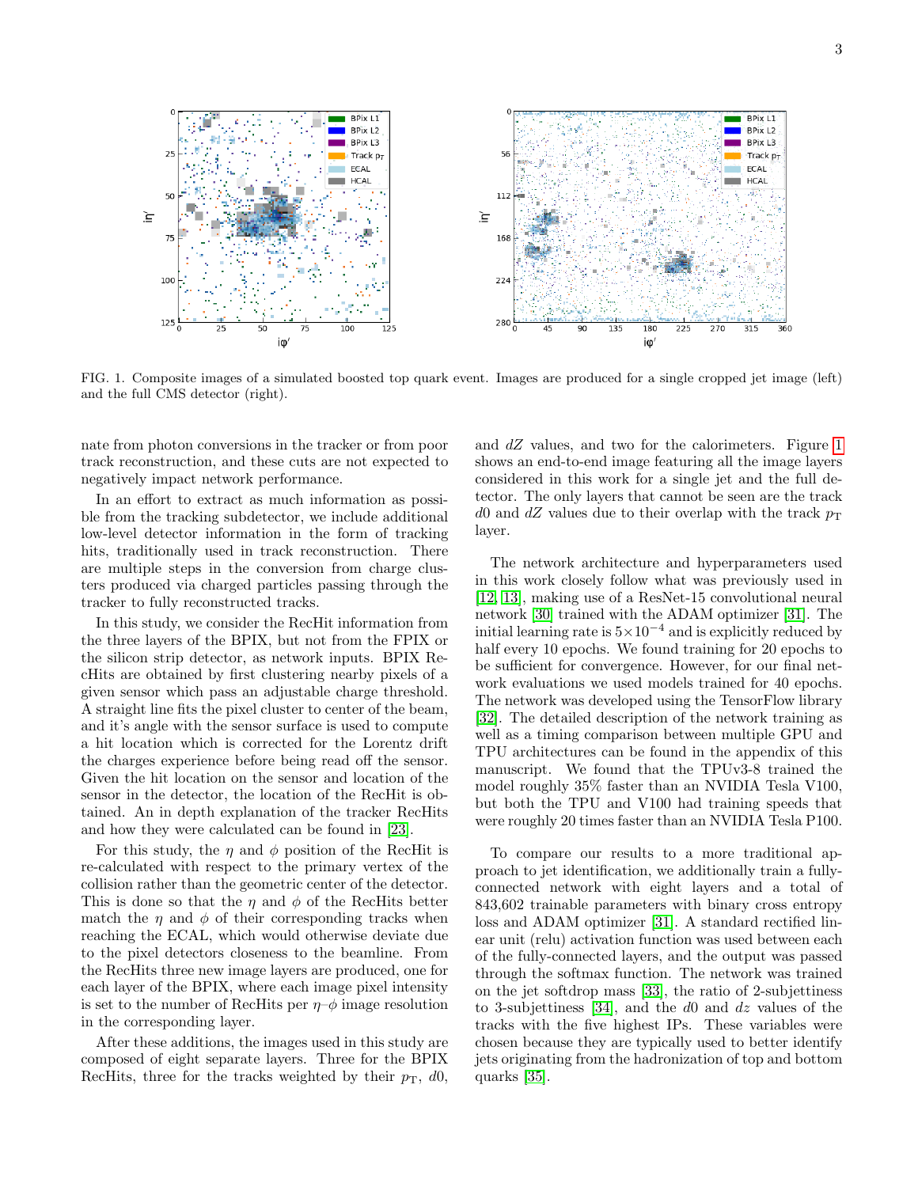FIG. 1. Composite images of a simulated boosted top quark event. Images are produced for a single cropped jet image (left) and the full CMS detector (right).

nate from photon conversions in the tracker or from poor track reconstruction, and these cuts are not expected to negatively impact network performance.

In an effort to extract as much information as possible from the tracking subdetector, we include additional low-level detector information in the form of tracking hits, traditionally used in track reconstruction. There are multiple steps in the conversion from charge clusters produced via charged particles passing through the tracker to fully reconstructed tracks.

In this study, we consider the RecHit information from the three layers of the BPIX, but not from the FPIX or the silicon strip detector, as network inputs. BPIX RecHits are obtained by first clustering nearby pixels of a given sensor which pass an adjustable charge threshold. A straight line fits the pixel cluster to center of the beam, and it's angle with the sensor surface is used to compute a hit location which is corrected for the Lorentz drift the charges experience before being read off the sensor. Given the hit location on the sensor and location of the sensor in the detector, the location of the RecHit is obtained. An in depth explanation of the tracker RecHits and how they were calculated can be found in [23].

For this study, the $\eta$ and $\phi$ position of the RecHit is re-calculated with respect to the primary vertex of the collision rather than the geometric center of the detector. This is done so that the $\eta$ and $\phi$ of the RecHits better match the $\eta$ and $\phi$ of their corresponding tracks when reaching the ECAL, which would otherwise deviate due to the pixel detectors closeness to the beamline. From the RecHits three new image layers are produced, one for each layer of the BPIX, where each image pixel intensity is set to the number of RecHits per $\eta$–$\phi$ image resolution in the corresponding layer.

After these additions, the images used in this study are composed of eight separate layers. Three for the BPIX RecHits, three for the tracks weighted by their $p_T$, $d0$, and $dZ$ values, and two for the calorimeters. Figure 1 shows an end-to-end image featuring all the image layers considered in this work for a single jet and the full detector. The only layers that cannot be seen are the track $d0$ and $dZ$ values due to their overlap with the track $p_T$ layer.

The network architecture and hyperparameters used in this work closely follow what was previously used in [12, 13], making use of a ResNet-15 convolutional neural network [30] trained with the ADAM optimizer [31]. The initial learning rate is $5 \times 10^{-4}$ and is explicitly reduced by half every 10 epochs. We found training for 20 epochs to be sufficient for convergence. However, for our final network evaluations we used models trained for 40 epochs. The network was developed using the TensorFlow library [32]. The detailed description of the network training as well as a timing comparison between multiple GPU and TPU architectures can be found in the appendix of this manuscript. We found that the TPUv3-8 trained the model roughly 35% faster than an NVIDIA Tesla V100, but both the TPU and V100 had training speeds that were roughly 20 times faster than an NVIDIA Tesla P100.

To compare our results to a more traditional approach to jet identification, we additionally train a fully-connected network with eight layers and a total of 843,602 trainable parameters with binary cross entropy loss and ADAM optimizer [31]. A standard rectified linear unit (relu) activation function was used between each of the fully-connected layers, and the output was passed through the softmax function. The network was trained on the jet softdrop mass [33], the ratio of 2-subjettiness to 3-subjettiness [34], and the $d0$ and $dz$ values of the tracks with the five highest IPs. These variables were chosen because they are typically used to better identify jets originating from the hadronization of top and bottom quarks [35].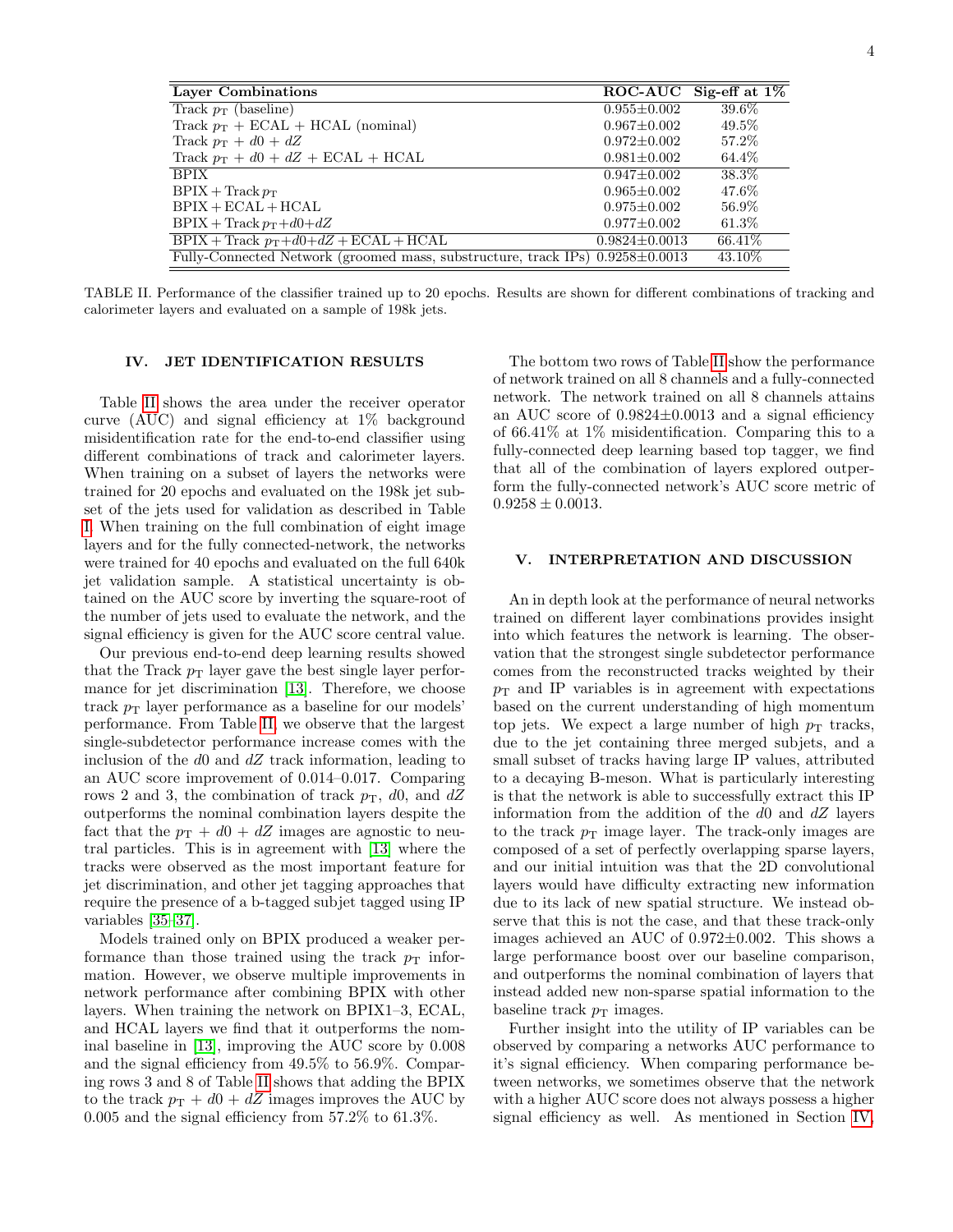| Layer Combinations | ROC-AUC | Sig-eff at 1% |
|---|---|---|
| Track $p_T$ (baseline) | 0.955±0.002 | 39.6% |
| Track $p_T$ + ECAL + HCAL (nominal) | 0.967±0.002 | 49.5% |
| Track $p_T$ + $d0$ + $dZ$ | 0.972±0.002 | 57.2% |
| Track $p_T$ + $d0$ + $dZ$ + ECAL + HCAL | 0.981±0.002 | 64.4% |
| BPIX | 0.947±0.002 | 38.3% |
| BPIX + Track $p_T$ | 0.965±0.002 | 47.6% |
| BPIX + ECAL + HCAL | 0.975±0.002 | 56.9% |
| BPIX + Track $p_T$+$d0$+$dZ$ | 0.977±0.002 | 61.3% |
| BPIX + Track $p_T$+$d0$+$dZ$ + ECAL + HCAL | 0.9824±0.0013 | 66.41% |
| Fully-Connected Network (groomed mass, substructure, track IPs) | 0.9258±0.0013 | 43.10% |

TABLE II. Performance of the classifier trained up to 20 epochs. Results are shown for different combinations of tracking and calorimeter layers and evaluated on a sample of 198k jets.

## IV. JET IDENTIFICATION RESULTS

Table II shows the area under the receiver operator curve (AUC) and signal efficiency at 1% background misidentification rate for the end-to-end classifier using different combinations of track and calorimeter layers. When training on a subset of layers the networks were trained for 20 epochs and evaluated on the 198k jet subset of the jets used for validation as described in Table I. When training on the full combination of eight image layers and for the fully connected-network, the networks were trained for 40 epochs and evaluated on the full 640k jet validation sample. A statistical uncertainty is obtained on the AUC score by inverting the square-root of the number of jets used to evaluate the network, and the signal efficiency is given for the AUC score central value.

Our previous end-to-end deep learning results showed that the Track $p_T$ layer gave the best single layer performance for jet discrimination [13]. Therefore, we choose track $p_T$ layer performance as a baseline for our models' performance. From Table II, we observe that the largest single-subdetector performance increase comes with the inclusion of the $d0$ and $dZ$ track information, leading to an AUC score improvement of 0.014–0.017. Comparing rows 2 and 3, the combination of track $p_T$, $d0$, and $dZ$ outperforms the nominal combination layers despite the fact that the $p_T$ + $d0$ + $dZ$ images are agnostic to neutral particles. This is in agreement with [13] where the tracks were observed as the most important feature for jet discrimination, and other jet tagging approaches that require the presence of a b-tagged subjet tagged using IP variables [35–37].

Models trained only on BPIX produced a weaker performance than those trained using the track $p_T$ information. However, we observe multiple improvements in network performance after combining BPIX with other layers. When training the network on BPIX1–3, ECAL, and HCAL layers we find that it outperforms the nominal baseline in [13], improving the AUC score by 0.008 and the signal efficiency from 49.5% to 56.9%. Comparing rows 3 and 8 of Table II shows that adding the BPIX to the track $p_T$ + $d0$ + $dZ$ images improves the AUC by 0.005 and the signal efficiency from 57.2% to 61.3%.

The bottom two rows of Table II show the performance of network trained on all 8 channels and a fully-connected network. The network trained on all 8 channels attains an AUC score of 0.9824±0.0013 and a signal efficiency of 66.41% at 1% misidentification. Comparing this to a fully-connected deep learning based top tagger, we find that all of the combination of layers explored outperform the fully-connected network's AUC score metric of $0.9258 \pm 0.0013$.

## V. INTERPRETATION AND DISCUSSION

An in depth look at the performance of neural networks trained on different layer combinations provides insight into which features the network is learning. The observation that the strongest single subdetector performance comes from the reconstructed tracks weighted by their $p_T$ and IP variables is in agreement with expectations based on the current understanding of high momentum top jets. We expect a large number of high $p_T$ tracks, due to the jet containing three merged subjets, and a small subset of tracks having large IP values, attributed to a decaying B-meson. What is particularly interesting is that the network is able to successfully extract this IP information from the addition of the $d0$ and $dZ$ layers to the track $p_T$ image layer. The track-only images are composed of a set of perfectly overlapping sparse layers, and our initial intuition was that the 2D convolutional layers would have difficulty extracting new information due to its lack of new spatial structure. We instead observe that this is not the case, and that these track-only images achieved an AUC of 0.972±0.002. This shows a large performance boost over our baseline comparison, and outperforms the nominal combination of layers that instead added new non-sparse spatial information to the baseline track $p_T$ images.

Further insight into the utility of IP variables can be observed by comparing a networks AUC performance to it's signal efficiency. When comparing performance between networks, we sometimes observe that the network with a higher AUC score does not always possess a higher signal efficiency as well. As mentioned in Section IV,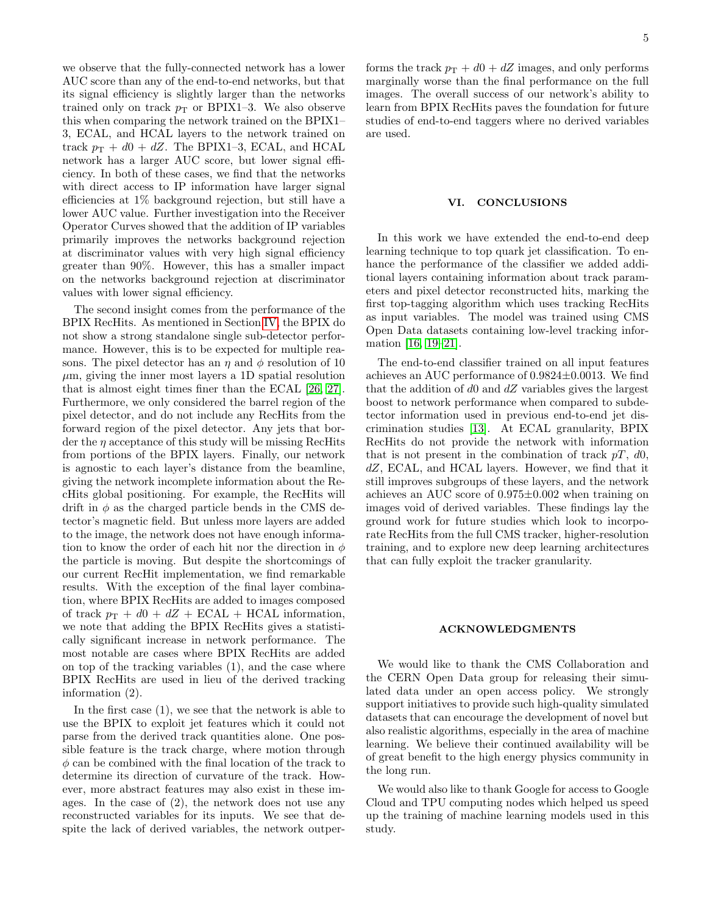we observe that the fully-connected network has a lower AUC score than any of the end-to-end networks, but that its signal efficiency is slightly larger than the networks trained only on track $p_{\mathrm{T}}$ or BPIX1–3. We also observe this when comparing the network trained on the BPIX1–3, ECAL, and HCAL layers to the network trained on track $p_{\mathrm{T}}$ + $d0$ + $dZ$. The BPIX1–3, ECAL, and HCAL network has a larger AUC score, but lower signal efficiency. In both of these cases, we find that the networks with direct access to IP information have larger signal efficiencies at 1% background rejection, but still have a lower AUC value. Further investigation into the Receiver Operator Curves showed that the addition of IP variables primarily improves the networks background rejection at discriminator values with very high signal efficiency greater than 90%. However, this has a smaller impact on the networks background rejection at discriminator values with lower signal efficiency.

The second insight comes from the performance of the BPIX RecHits. As mentioned in Section IV, the BPIX do not show a strong standalone single sub-detector performance. However, this is to be expected for multiple reasons. The pixel detector has an $\eta$ and $\phi$ resolution of 10 $\mu$m, giving the inner most layers a 1D spatial resolution that is almost eight times finer than the ECAL [26, 27]. Furthermore, we only considered the barrel region of the pixel detector, and do not include any RecHits from the forward region of the pixel detector. Any jets that border the $\eta$ acceptance of this study will be missing RecHits from portions of the BPIX layers. Finally, our network is agnostic to each layer's distance from the beamline, giving the network incomplete information about the RecHits global positioning. For example, the RecHits will drift in $\phi$ as the charged particle bends in the CMS detector's magnetic field. But unless more layers are added to the image, the network does not have enough information to know the order of each hit nor the direction in $\phi$ the particle is moving. But despite the shortcomings of our current RecHit implementation, we find remarkable results. With the exception of the final layer combination, where BPIX RecHits are added to images composed of track $p_{\mathrm{T}}$ + $d0$ + $dZ$ + ECAL + HCAL information, we note that adding the BPIX RecHits gives a statistically significant increase in network performance. The most notable are cases where BPIX RecHits are added on top of the tracking variables (1), and the case where BPIX RecHits are used in lieu of the derived tracking information (2).

In the first case (1), we see that the network is able to use the BPIX to exploit jet features which it could not parse from the derived track quantities alone. One possible feature is the track charge, where motion through $\phi$ can be combined with the final location of the track to determine its direction of curvature of the track. However, more abstract features may also exist in these images. In the case of (2), the network does not use any reconstructed variables for its inputs. We see that despite the lack of derived variables, the network outperforms the track $p_{\mathrm{T}}$ + $d0$ + $dZ$ images, and only performs marginally worse than the final performance on the full images. The overall success of our network's ability to learn from BPIX RecHits paves the foundation for future studies of end-to-end taggers where no derived variables are used.

## VI. CONCLUSIONS

In this work we have extended the end-to-end deep learning technique to top quark jet classification. To enhance the performance of the classifier we added additional layers containing information about track parameters and pixel detector reconstructed hits, marking the first top-tagging algorithm which uses tracking RecHits as input variables. The model was trained using CMS Open Data datasets containing low-level tracking information [16, 19–21].

The end-to-end classifier trained on all input features achieves an AUC performance of $0.9824 \pm 0.0013$. We find that the addition of $d0$ and $dZ$ variables gives the largest boost to network performance when compared to subdetector information used in previous end-to-end jet discrimination studies [13]. At ECAL granularity, BPIX RecHits do not provide the network with information that is not present in the combination of track $pT$, $d0$, $dZ$, ECAL, and HCAL layers. However, we find that it still improves subgroups of these layers, and the network achieves an AUC score of $0.975 \pm 0.002$ when training on images void of derived variables. These findings lay the ground work for future studies which look to incorporate RecHits from the full CMS tracker, higher-resolution training, and to explore new deep learning architectures that can fully exploit the tracker granularity.

## ACKNOWLEDGMENTS

We would like to thank the CMS Collaboration and the CERN Open Data group for releasing their simulated data under an open access policy. We strongly support initiatives to provide such high-quality simulated datasets that can encourage the development of novel but also realistic algorithms, especially in the area of machine learning. We believe their continued availability will be of great benefit to the high energy physics community in the long run.

We would also like to thank Google for access to Google Cloud and TPU computing nodes which helped us speed up the training of machine learning models used in this study.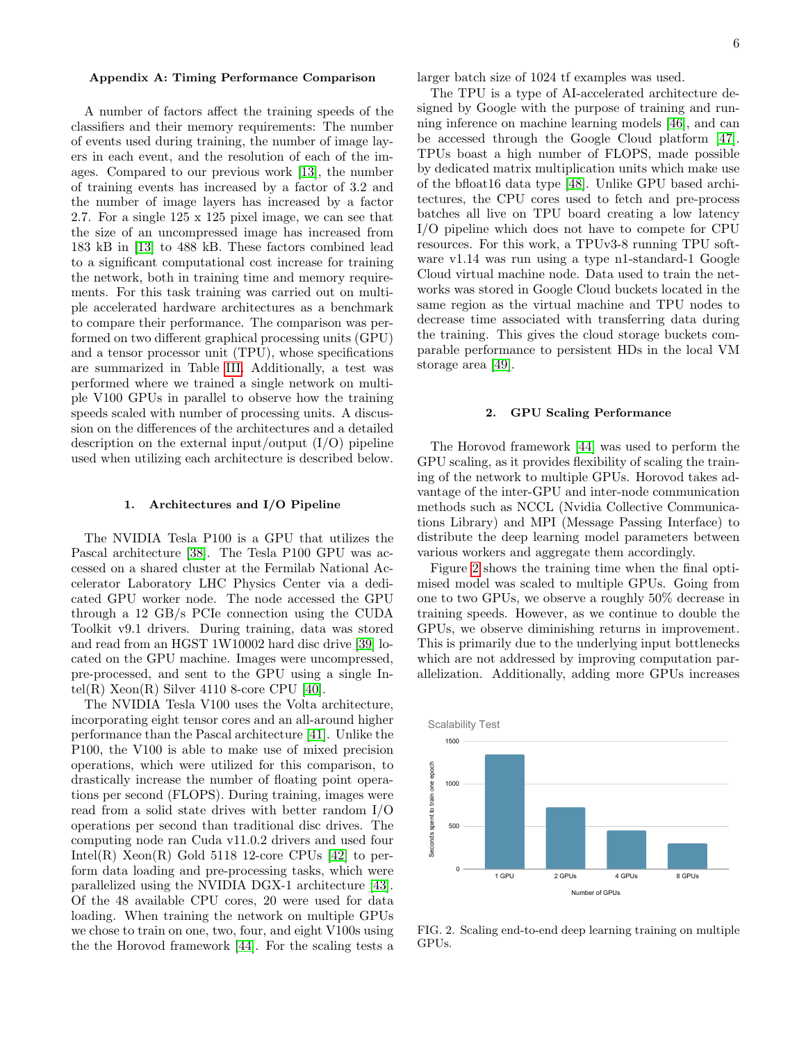### Appendix A: Timing Performance Comparison

A number of factors affect the training speeds of the classifiers and their memory requirements: The number of events used during training, the number of image layers in each event, and the resolution of each of the images. Compared to our previous work [13], the number of training events has increased by a factor of 3.2 and the number of image layers has increased by a factor 2.7. For a single 125 x 125 pixel image, we can see that the size of an uncompressed image has increased from 183 kB in [13] to 488 kB. These factors combined lead to a significant computational cost increase for training the network, both in training time and memory requirements. For this task training was carried out on multiple accelerated hardware architectures as a benchmark to compare their performance. The comparison was performed on two different graphical processing units (GPU) and a tensor processor unit (TPU), whose specifications are summarized in Table III. Additionally, a test was performed where we trained a single network on multiple V100 GPUs in parallel to observe how the training speeds scaled with number of processing units. A discussion on the differences of the architectures and a detailed description on the external input/output (I/O) pipeline used when utilizing each architecture is described below.

#### 1. Architectures and I/O Pipeline

The NVIDIA Tesla P100 is a GPU that utilizes the Pascal architecture [38]. The Tesla P100 GPU was accessed on a shared cluster at the Fermilab National Accelerator Laboratory LHC Physics Center via a dedicated GPU worker node. The node accessed the GPU through a 12 GB/s PCIe connection using the CUDA Toolkit v9.1 drivers. During training, data was stored and read from an HGST 1W10002 hard disc drive [39] located on the GPU machine. Images were uncompressed, pre-processed, and sent to the GPU using a single Intel(R) Xeon(R) Silver 4110 8-core CPU [40].

The NVIDIA Tesla V100 uses the Volta architecture, incorporating eight tensor cores and an all-around higher performance than the Pascal architecture [41]. Unlike the P100, the V100 is able to make use of mixed precision operations, which were utilized for this comparison, to drastically increase the number of floating point operations per second (FLOPS). During training, images were read from a solid state drives with better random I/O operations per second than traditional disc drives. The computing node ran Cuda v11.0.2 drivers and used four Intel(R) Xeon(R) Gold 5118 12-core CPUs [42] to perform data loading and pre-processing tasks, which were parallelized using the NVIDIA DGX-1 architecture [43]. Of the 48 available CPU cores, 20 were used for data loading. When training the network on multiple GPUs we chose to train on one, two, four, and eight V100s using the the Horovod framework [44]. For the scaling tests a larger batch size of 1024 tf examples was used.

The TPU is a type of AI-accelerated architecture designed by Google with the purpose of training and running inference on machine learning models [46], and can be accessed through the Google Cloud platform [47]. TPUs boast a high number of FLOPS, made possible by dedicated matrix multiplication units which make use of the bfloat16 data type [48]. Unlike GPU based architectures, the CPU cores used to fetch and pre-process batches all live on TPU board creating a low latency I/O pipeline which does not have to compete for CPU resources. For this work, a TPUv3-8 running TPU software v1.14 was run using a type n1-standard-1 Google Cloud virtual machine node. Data used to train the networks was stored in Google Cloud buckets located in the same region as the virtual machine and TPU nodes to decrease time associated with transferring data during the training. This gives the cloud storage buckets comparable performance to persistent HDs in the local VM storage area [49].

#### 2. GPU Scaling Performance

The Horovod framework [44] was used to perform the GPU scaling, as it provides flexibility of scaling the training of the network to multiple GPUs. Horovod takes advantage of the inter-GPU and inter-node communication methods such as NCCL (Nvidia Collective Communications Library) and MPI (Message Passing Interface) to distribute the deep learning model parameters between various workers and aggregate them accordingly.

Figure 2 shows the training time when the final optimised model was scaled to multiple GPUs. Going from one to two GPUs, we observe a roughly 50% decrease in training speeds. However, as we continue to double the GPUs, we observe diminishing returns in improvement. This is primarily due to the underlying input bottlenecks which are not addressed by improving computation parallelization. Additionally, adding more GPUs increases

FIG. 2. Scaling end-to-end deep learning training on multiple GPUs.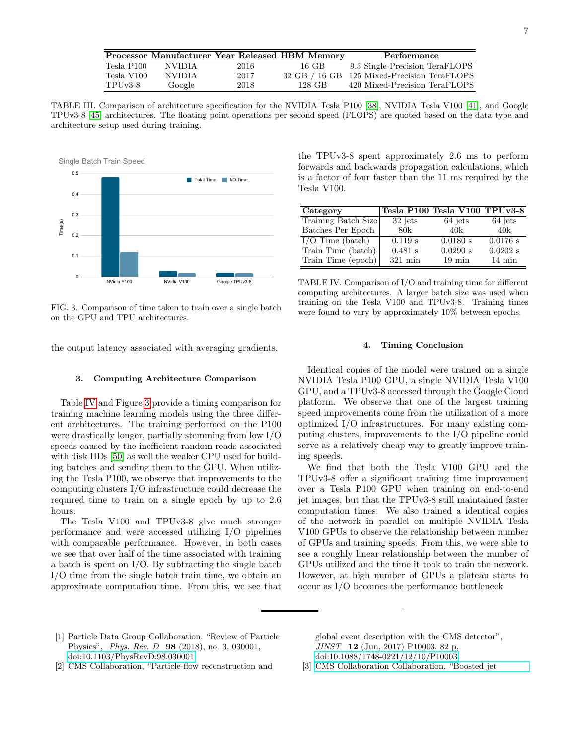| Processor | Manufacturer | Year Released | HBM Memory | Performance |
|---|---|---|---|---|
| Tesla P100 | NVIDIA | 2016 | 16 GB | 9.3 Single-Precision TeraFLOPS |
| Tesla V100 | NVIDIA | 2017 | 32 GB / 16 GB | 125 Mixed-Precision TeraFLOPS |
| TPUv3-8 | Google | 2018 | 128 GB | 420 Mixed-Precision TeraFLOPS |

TABLE III. Comparison of architecture specification for the NVIDIA Tesla P100 [38], NVIDIA Tesla V100 [41], and Google TPUv3-8 [45] architectures. The floating point operations per second speed (FLOPS) are quoted based on the data type and architecture setup used during training.

FIG. 3. Comparison of time taken to train over a single batch on the GPU and TPU architectures.

the output latency associated with averaging gradients.

### 3. Computing Architecture Comparison

Table IV and Figure 3 provide a timing comparison for training machine learning models using the three different architectures. The training performed on the P100 were drastically longer, partially stemming from low I/O speeds caused by the inefficient random reads associated with disk HDs [50] as well the weaker CPU used for building batches and sending them to the GPU. When utilizing the Tesla P100, we observe that improvements to the computing clusters I/O infrastructure could decrease the required time to train on a single epoch by up to 2.6 hours.

The Tesla V100 and TPUv3-8 give much stronger performance and were accessed utilizing I/O pipelines with comparable performance. However, in both cases we see that over half of the time associated with training a batch is spent on I/O. By subtracting the single batch I/O time from the single batch train time, we obtain an approximate computation time. From this, we see that the TPUv3-8 spent approximately 2.6 ms to perform forwards and backwards propagation calculations, which is a factor of four faster than the 11 ms required by the Tesla V100.

| Category | Tesla P100 | Tesla V100 | TPUv3-8 |
|---|---|---|---|
| Training Batch Size | 32 jets | 64 jets | 64 jets |
| Batches Per Epoch | 80k | 40k | 40k |
| I/O Time (batch) | 0.119 s | 0.0180 s | 0.0176 s |
| Train Time (batch) | 0.481 s | 0.0290 s | 0.0202 s |
| Train Time (epoch) | 321 min | 19 min | 14 min |

TABLE IV. Comparison of I/O and training time for different computing architectures. A larger batch size was used when training on the Tesla V100 and TPUv3-8. Training times were found to vary by approximately 10% between epochs.

### 4. Timing Conclusion

Identical copies of the model were trained on a single NVIDIA Tesla P100 GPU, a single NVIDIA Tesla V100 GPU, and a TPUv3-8 accessed through the Google Cloud platform. We observe that one of the largest training speed improvements come from the utilization of a more optimized I/O infrastructures. For many existing computing clusters, improvements to the I/O pipeline could serve as a relatively cheap way to greatly improve training speeds.

We find that both the Tesla V100 GPU and the TPUv3-8 offer a significant training time improvement over a Tesla P100 GPU when training on end-to-end jet images, but that the TPUv3-8 still maintained faster computation times. We also trained a identical copies of the network in parallel on multiple NVIDIA Tesla V100 GPUs to observe the relationship between number of GPUs and training speeds. From this, we were able to see a roughly linear relationship between the number of GPUs utilized and the time it took to train the network. However, at high number of GPUs a plateau starts to occur as I/O becomes the performance bottleneck.

---

[1] Particle Data Group Collaboration, "Review of Particle Physics", *Phys. Rev. D* **98** (2018), no. 3, 030001, doi:10.1103/PhysRevD.98.030001.

[2] CMS Collaboration, "Particle-flow reconstruction and global event description with the CMS detector", *JINST* **12** (Jun, 2017) P10003. 82 p, doi:10.1088/1748-0221/12/10/P10003.

[3] CMS Collaboration Collaboration, "Boosted jet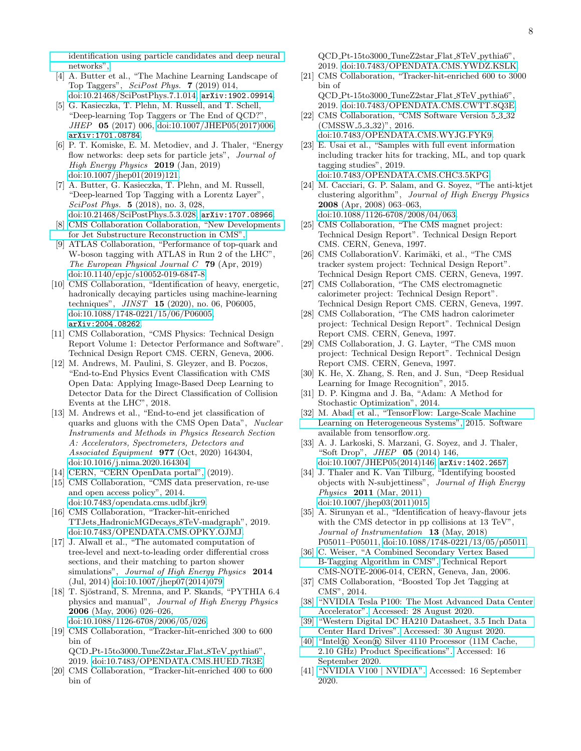identification using particle candidates and deep neural networks",

[4] A. Butter et al., "The Machine Learning Landscape of Top Taggers", *SciPost Phys.* **7** (2019) 014, doi:10.21468/SciPostPhys.7.1.014, arXiv:1902.09914.

[5] G. Kasieczka, T. Plehn, M. Russell, and T. Schell, "Deep-learning Top Taggers or The End of QCD?", *JHEP* **05** (2017) 006, doi:10.1007/JHEP05(2017)006, arXiv:1701.08784.

[6] P. T. Komiske, E. M. Metodiev, and J. Thaler, "Energy flow networks: deep sets for particle jets", *Journal of High Energy Physics* **2019** (Jan, 2019) doi:10.1007/jhep01(2019)121.

[7] A. Butter, G. Kasieczka, T. Plehn, and M. Russell, "Deep-learned Top Tagging with a Lorentz Layer", *SciPost Phys.* **5** (2018), no. 3, 028, doi:10.21468/SciPostPhys.5.3.028, arXiv:1707.08966.

[8] CMS Collaboration Collaboration, "New Developments for Jet Substructure Reconstruction in CMS",

[9] ATLAS Collaboration, "Performance of top-quark and W-boson tagging with ATLAS in Run 2 of the LHC", *The European Physical Journal C* **79** (Apr, 2019) doi:10.1140/epjc/s10052-019-6847-8.

[10] CMS Collaboration, "Identification of heavy, energetic, hadronically decaying particles using machine-learning techniques", *JINST* **15** (2020), no. 06, P06005, doi:10.1088/1748-0221/15/06/P06005, arXiv:2004.08262.

[11] CMS Collaboration, "CMS Physics: Technical Design Report Volume 1: Detector Performance and Software". Technical Design Report CMS. CERN, Geneva, 2006.

[12] M. Andrews, M. Paulini, S. Gleyzer, and B. Poczos, "End-to-End Physics Event Classification with CMS Open Data: Applying Image-Based Deep Learning to Detector Data for the Direct Classification of Collision Events at the LHC", 2018.

[13] M. Andrews et al., "End-to-end jet classification of quarks and gluons with the CMS Open Data", *Nuclear Instruments and Methods in Physics Research Section A: Accelerators, Spectrometers, Detectors and Associated Equipment* **977** (Oct, 2020) 164304, doi:10.1016/j.nima.2020.164304.

[14] CERN, "CERN OpenData portal", (2019).

[15] CMS Collaboration, "CMS data preservation, re-use and open access policy", 2014. doi:10.7483/opendata.cms.udbf.jkr9.

[16] CMS Collaboration, "Tracker-hit-enriched TTJets_HadronicMGDecays_8TeV-madgraph", 2019. doi:10.7483/OPENDATA.CMS.OPKY.OJMJ.

[17] J. Alwall et al., "The automated computation of tree-level and next-to-leading order differential cross sections, and their matching to parton shower simulations", *Journal of High Energy Physics* **2014** (Jul, 2014) doi:10.1007/jhep07(2014)079.

[18] T. Sjöstrand, S. Mrenna, and P. Skands, "PYTHIA 6.4 physics and manual", *Journal of High Energy Physics* **2006** (May, 2006) 026–026, doi:10.1088/1126-6708/2006/05/026.

[19] CMS Collaboration, "Tracker-hit-enriched 300 to 600 bin of QCD_Pt-15to3000_TuneZ2star_Flat_8TeV_pythia6", 2019. doi:10.7483/OPENDATA.CMS.HUED.7R3E.

[20] CMS Collaboration, "Tracker-hit-enriched 400 to 600 bin of QCD_Pt-15to3000_TuneZ2star_Flat_8TeV_pythia6", 2019. doi:10.7483/OPENDATA.CMS.YWDZ.KSLK.

[21] CMS Collaboration, "Tracker-hit-enriched 600 to 3000 bin of QCD_Pt-15to3000_TuneZ2star_Flat_8TeV_pythia6", 2019. doi:10.7483/OPENDATA.CMS.CWTT.8Q3E.

[22] CMS Collaboration, "CMS Software Version 5_3_32 (CMSSW_5_3_32)", 2016. doi:10.7483/OPENDATA.CMS.WYJG.FYK9.

[23] E. Usai et al., "Samples with full event information including tracker hits for tracking, ML, and top quark tagging studies", 2019. doi:10.7483/OPENDATA.CMS.CHC3.5KPG.

[24] M. Cacciari, G. P. Salam, and G. Soyez, "The anti-ktjet clustering algorithm", *Journal of High Energy Physics* **2008** (Apr, 2008) 063–063, doi:10.1088/1126-6708/2008/04/063.

[25] CMS Collaboration, "The CMS magnet project: Technical Design Report". Technical Design Report CMS. CERN, Geneva, 1997.

[26] CMS CollaborationV. Karimäki, et al., "The CMS tracker system project: Technical Design Report". Technical Design Report CMS. CERN, Geneva, 1997.

[27] CMS Collaboration, "The CMS electromagnetic calorimeter project: Technical Design Report". Technical Design Report CMS. CERN, Geneva, 1997.

[28] CMS Collaboration, "The CMS hadron calorimeter project: Technical Design Report". Technical Design Report CMS. CERN, Geneva, 1997.

[29] CMS Collaboration, J. G. Layter, "The CMS muon project: Technical Design Report". Technical Design Report CMS. CERN, Geneva, 1997.

[30] K. He, X. Zhang, S. Ren, and J. Sun, "Deep Residual Learning for Image Recognition", 2015.

[31] D. P. Kingma and J. Ba, "Adam: A Method for Stochastic Optimization", 2014.

[32] M. Abadi et al., "TensorFlow: Large-Scale Machine Learning on Heterogeneous Systems", 2015. Software available from tensorflow.org.

[33] A. J. Larkoski, S. Marzani, G. Soyez, and J. Thaler, "Soft Drop", *JHEP* **05** (2014) 146, doi:10.1007/JHEP05(2014)146, arXiv:1402.2657.

[34] J. Thaler and K. Van Tilburg, "Identifying boosted objects with N-subjettiness", *Journal of High Energy Physics* **2011** (Mar, 2011) doi:10.1007/jhep03(2011)015.

[35] A. Sirunyan et al., "Identification of heavy-flavour jets with the CMS detector in pp collisions at 13 TeV", *Journal of Instrumentation* **13** (May, 2018) P05011–P05011, doi:10.1088/1748-0221/13/05/p05011.

[36] C. Weiser, "A Combined Secondary Vertex Based B-Tagging Algorithm in CMS", Technical Report CMS-NOTE-2006-014, CERN, Geneva, Jan, 2006.

[37] CMS Collaboration, "Boosted Top Jet Tagging at CMS", 2014.

[38] "NVIDIA Tesla P100: The Most Advanced Data Center Accelerator". Accessed: 28 August 2020.

[39] "Western Digital DC HA210 Datasheet, 3.5 Inch Data Center Hard Drives". Accessed: 30 August 2020.

[40] "Intel® Xeon® Silver 4110 Processor (11M Cache, 2.10 GHz) Product Specifications". Accessed: 16 September 2020.

[41] "NVIDIA V100 | NVIDIA". Accessed: 16 September 2020.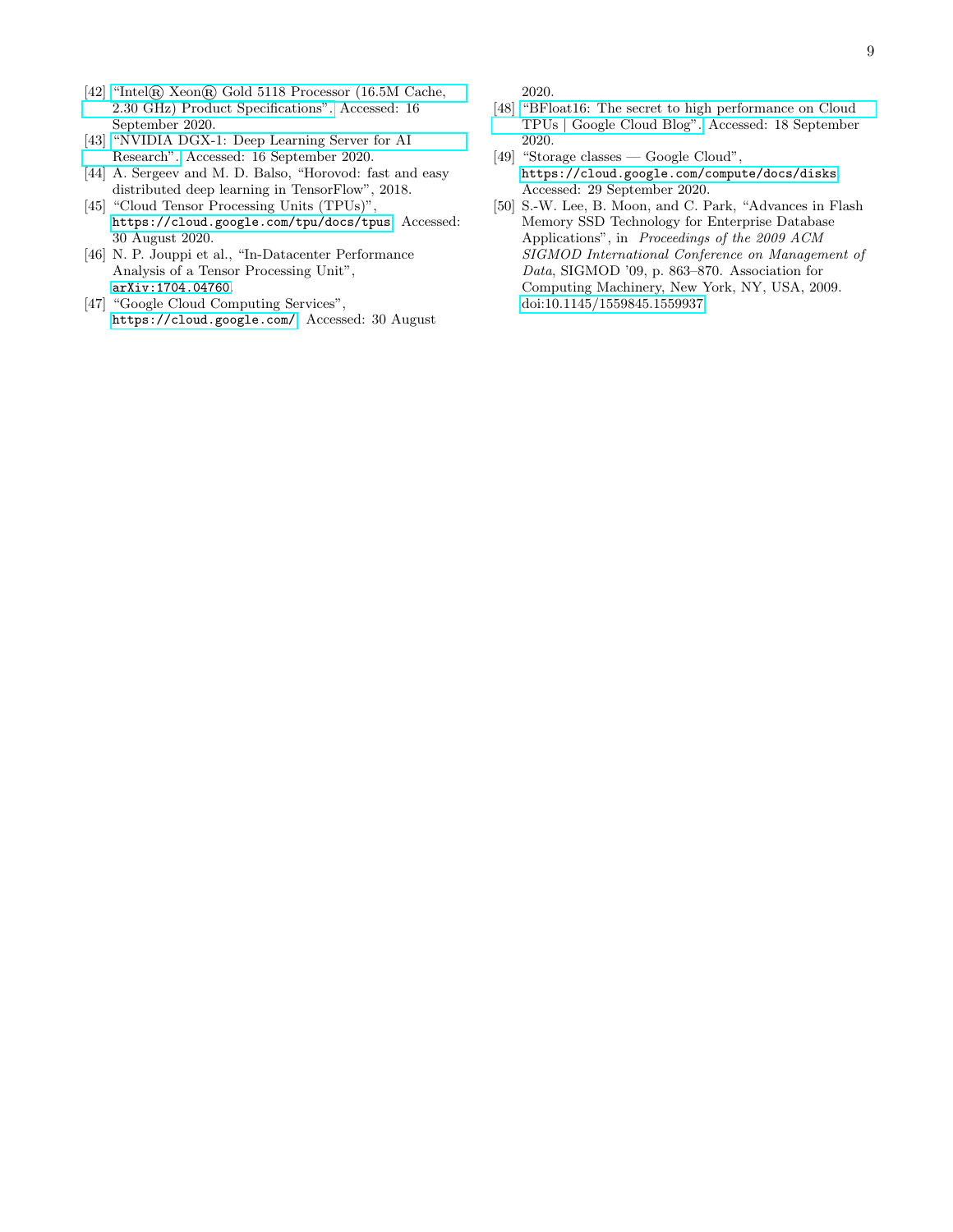[42] "Intel® Xeon® Gold 5118 Processor (16.5M Cache, 2.30 GHz) Product Specifications". Accessed: 16 September 2020.

[43] "NVIDIA DGX-1: Deep Learning Server for AI Research". Accessed: 16 September 2020.

[44] A. Sergeev and M. D. Balso, "Horovod: fast and easy distributed deep learning in TensorFlow", 2018.

[45] "Cloud Tensor Processing Units (TPUs)", `https://cloud.google.com/tpu/docs/tpus`. Accessed: 30 August 2020.

[46] N. P. Jouppi et al., "In-Datacenter Performance Analysis of a Tensor Processing Unit", `arXiv:1704.04760`.

[47] "Google Cloud Computing Services", `https://cloud.google.com/`. Accessed: 30 August 2020.

[48] "BFloat16: The secret to high performance on Cloud TPUs | Google Cloud Blog". Accessed: 18 September 2020.

[49] "Storage classes — Google Cloud", `https://cloud.google.com/compute/docs/disks`. Accessed: 29 September 2020.

[50] S.-W. Lee, B. Moon, and C. Park, "Advances in Flash Memory SSD Technology for Enterprise Database Applications", in *Proceedings of the 2009 ACM SIGMOD International Conference on Management of Data*, SIGMOD '09, p. 863–870. Association for Computing Machinery, New York, NY, USA, 2009. doi:10.1145/1559845.1559937.